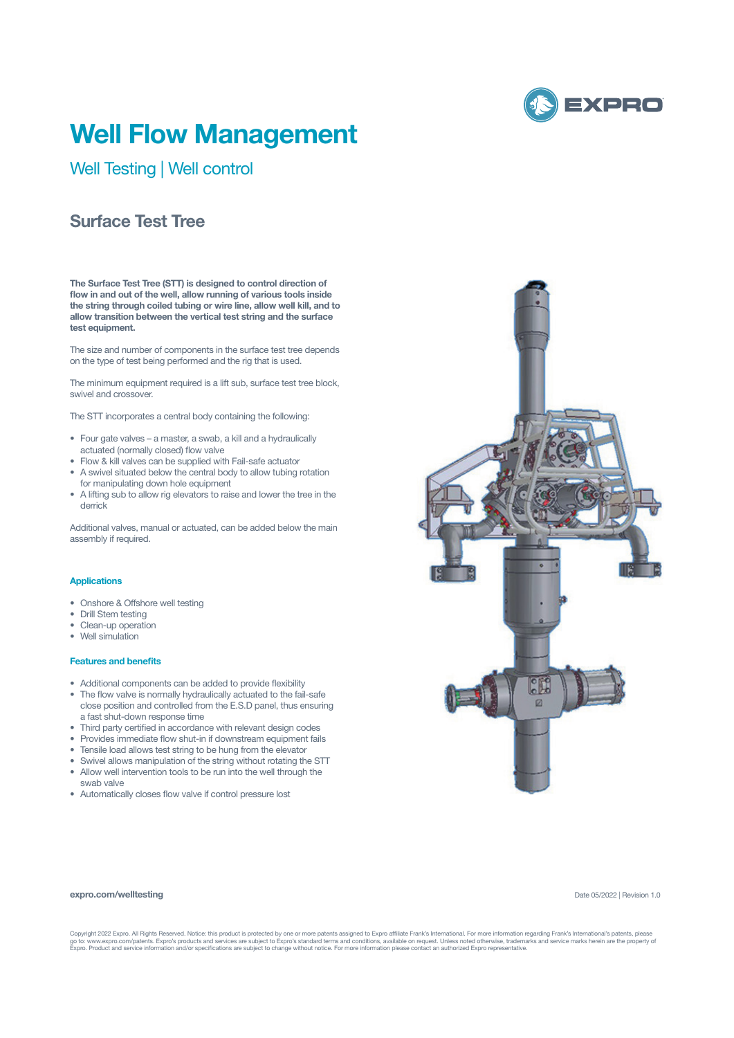# Well Flow Management

## Well Testing | Well control

## Surface Test Tree

**The Surface Test Tree (STT) is designed to control direction of flow in and out of the well, allow running of various tools inside the string through coiled tubing or wire line, allow well kill, and to allow transition between the vertical test string and the surface test equipment.**

The size and number of components in the surface test tree depends on the type of test being performed and the rig that is used.

The minimum equipment required is a lift sub, surface test tree block, swivel and crossover.

The STT incorporates a central body containing the following:

- Four gate valves – a master, a swab, a kill and a hydraulically actuated (normally closed) flow valve
- Flow & kill valves can be supplied with Fail-safe actuator
- A swivel situated below the central body to allow tubing rotation for manipulating down hole equipment
- A lifting sub to allow rig elevators to raise and lower the tree in the derrick

Additional valves, manual or actuated, can be added below the main assembly if required.

### Applications

- Onshore & Offshore well testing
- Drill Stem testing
- Clean-up operation
- Well simulation

### Features and benefits

- Additional components can be added to provide flexibility
- The flow valve is normally hydraulically actuated to the fail-safe close position and controlled from the E.S.D panel, thus ensuring a fast shut-down response time
- Third party certified in accordance with relevant design codes
- Provides immediate flow shut-in if downstream equipment fails
- Tensile load allows test string to be hung from the elevator
- Swivel allows manipulation of the string without rotating the STT
- Allow well intervention tools to be run into the well through the swab valve
- Automatically closes flow valve if control pressure lost

**expro.com/welltesting**

Date 05/2022 | Revision 1.0

Copyright 2022 Expro. All Rights Reserved. Notice: this product is protected by one or more patents assigned to Expro affiliate Frank's International. For more information regarding Frank's International's patents, please go to: www.expro.com/patents. Expro's products and services are subject to Expro's standard terms and conditions, available on request. Unless noted otherwise, trademarks and service marks herein are the property of Expro. Product and service information and/or specifications are subject to change without notice. For more information please contact an authorized Expro representative.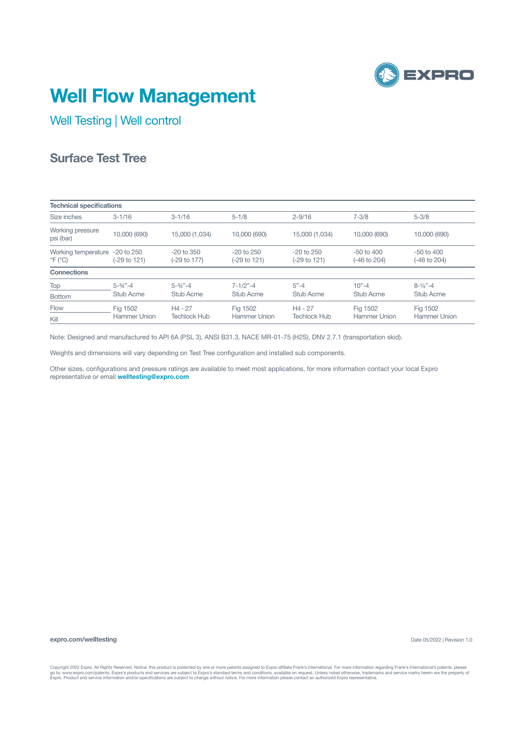# Well Flow Management

## Well Testing | Well control

### Surface Test Tree

| Technical specifications | | | | | | |
|---|---|---|---|---|---|---|
| Size inches | 3-1/16 | 3-1/16 | 5-1/8 | 2-9/16 | 7-3/8 | 5-3/8 |
| Working pressure psi (bar) | 10,000 (690) | 15,000 (1,034) | 10,000 (690) | 15,000 (1,034) | 10,000 (690) | 10,000 (690) |
| Working temperature °F (°C) | -20 to 250 (-29 to 121) | -20 to 350 (-29 to 177) | -20 to 250 (-29 to 121) | -20 to 250 (-29 to 121) | -50 to 400 (-46 to 204) | -50 to 400 (-46 to 204) |
| **Connections** | | | | | | |
| Top / Bottom | 5-¾"-4 Stub Acme | 5-¾"-4 Stub Acme | 7-1/2"-4 Stub Acme | 5"-4 Stub Acme | 10"-4 Stub Acme | 8-¼"-4 Stub Acme |
| Flow / Kill | Fig 1502 Hammer Union | H4 - 27 Techlock Hub | Fig 1502 Hammer Union | H4 - 27 Techlock Hub | Fig 1502 Hammer Union | Fig 1502 Hammer Union |

Note: Designed and manufactured to API 6A (PSL 3), ANSI B31.3, NACE MR-01-75 (H2S), DNV 2.7.1 (transportation skid).

Weights and dimensions will vary depending on Test Tree configuration and installed sub components.

Other sizes, configurations and pressure ratings are available to meet most applications, for more information contact your local Expro representative or email **welltesting@expro.com**

**expro.com/welltesting**

Date 05/2022 | Revision 1.0

Copyright 2022 Expro. All Rights Reserved. Notice: this product is protected by one or more patents assigned to Expro affiliate Frank's International. For more information regarding Frank's International's patents, please go to: www.expro.com/patents. Expro's products and services are subject to Expro's standard terms and conditions, available on request. Unless noted otherwise, trademarks and service marks herein are the property of Expro. Product and service information and/or specifications are subject to change without notice. For more information please contact an authorized Expro representative.